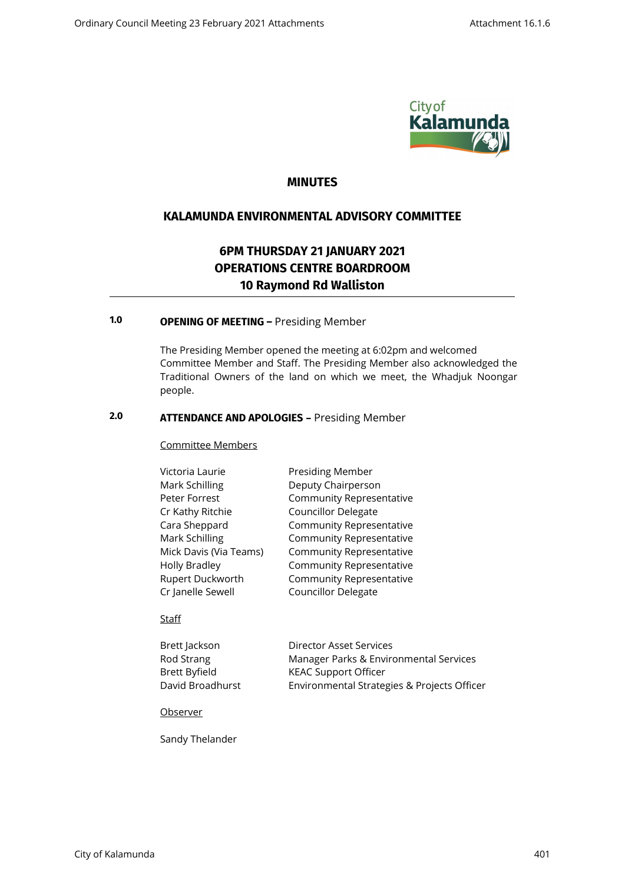# MINUTES

## KALAMUNDA ENVIRONMENTAL ADVISORY COMMITTEE

### 6PM THURSDAY 21 JANUARY 2021
### OPERATIONS CENTRE BOARDROOM
### 10 Raymond Rd Walliston

**1.0 OPENING OF MEETING –** Presiding Member

The Presiding Member opened the meeting at 6:02pm and welcomed Committee Member and Staff. The Presiding Member also acknowledged the Traditional Owners of the land on which we meet, the Whadjuk Noongar people.

**2.0 ATTENDANCE AND APOLOGIES –** Presiding Member

Committee Members

| | |
|---|---|
| Victoria Laurie | Presiding Member |
| Mark Schilling | Deputy Chairperson |
| Peter Forrest | Community Representative |
| Cr Kathy Ritchie | Councillor Delegate |
| Cara Sheppard | Community Representative |
| Mark Schilling | Community Representative |
| Mick Davis (Via Teams) | Community Representative |
| Holly Bradley | Community Representative |
| Rupert Duckworth | Community Representative |
| Cr Janelle Sewell | Councillor Delegate |

Staff

| | |
|---|---|
| Brett Jackson | Director Asset Services |
| Rod Strang | Manager Parks & Environmental Services |
| Brett Byfield | KEAC Support Officer |
| David Broadhurst | Environmental Strategies & Projects Officer |

Observer

Sandy Thelander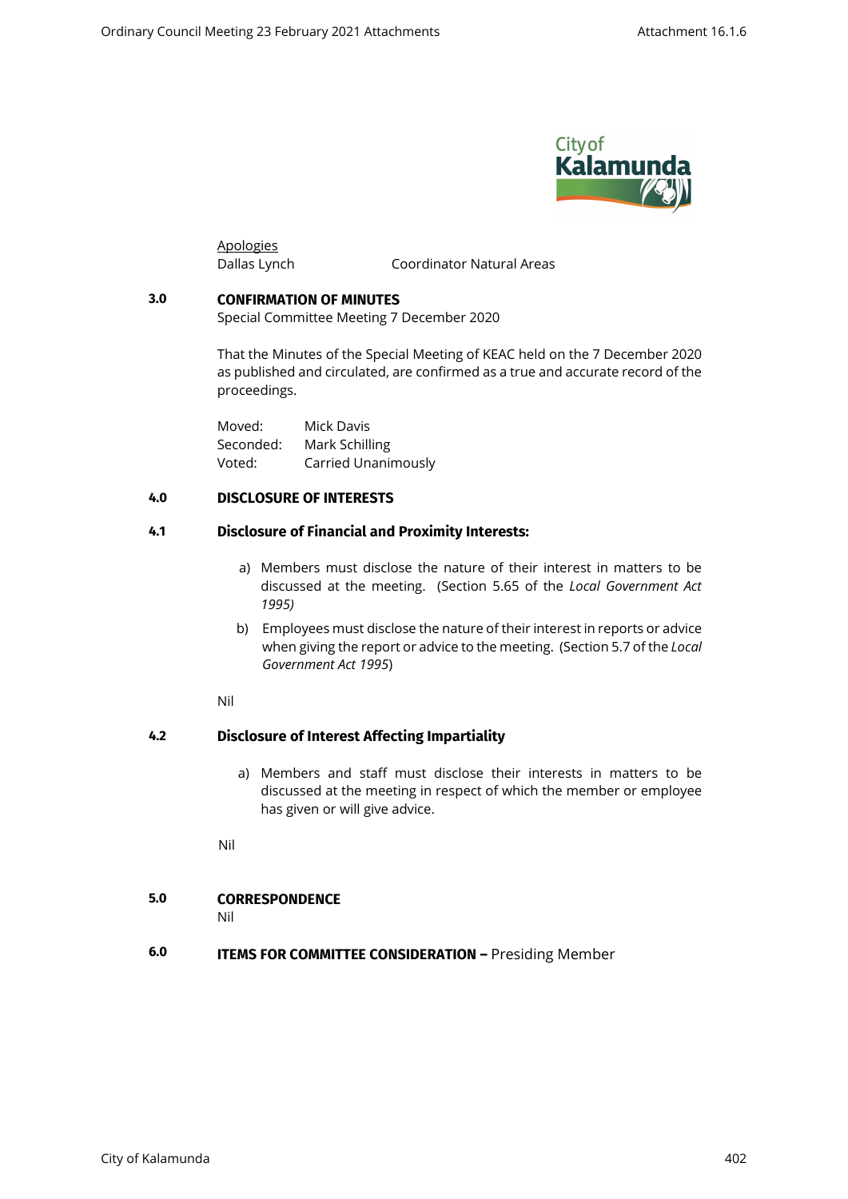Apologies

Dallas Lynch | Coordinator Natural Areas

## 3.0 CONFIRMATION OF MINUTES

Special Committee Meeting 7 December 2020

That the Minutes of the Special Meeting of KEAC held on the 7 December 2020 as published and circulated, are confirmed as a true and accurate record of the proceedings.

Moved: Mick Davis
Seconded: Mark Schilling
Voted: Carried Unanimously

## 4.0 DISCLOSURE OF INTERESTS

### 4.1 Disclosure of Financial and Proximity Interests:

a) Members must disclose the nature of their interest in matters to be discussed at the meeting. (Section 5.65 of the *Local Government Act 1995)*

b) Employees must disclose the nature of their interest in reports or advice when giving the report or advice to the meeting. (Section 5.7 of the *Local Government Act 1995*)

Nil

### 4.2 Disclosure of Interest Affecting Impartiality

a) Members and staff must disclose their interests in matters to be discussed at the meeting in respect of which the member or employee has given or will give advice.

Nil

## 5.0 CORRESPONDENCE

Nil

## 6.0 ITEMS FOR COMMITTEE CONSIDERATION – Presiding Member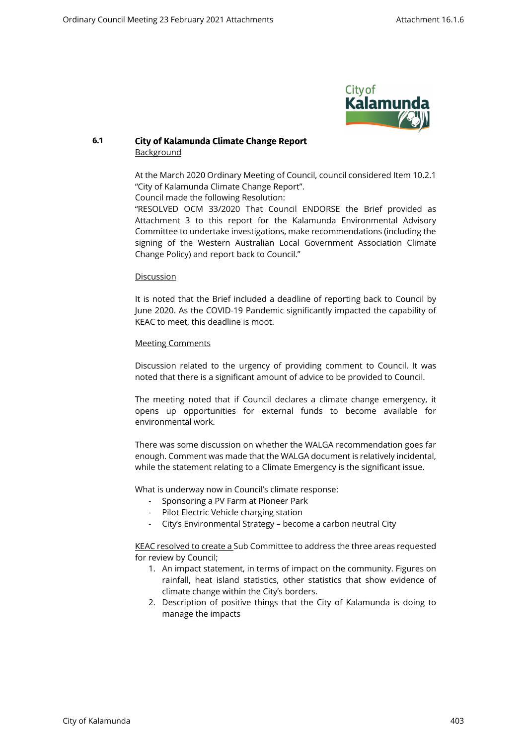## 6.1 City of Kalamunda Climate Change Report

Background

At the March 2020 Ordinary Meeting of Council, council considered Item 10.2.1 "City of Kalamunda Climate Change Report".

Council made the following Resolution:

"RESOLVED OCM 33/2020 That Council ENDORSE the Brief provided as Attachment 3 to this report for the Kalamunda Environmental Advisory Committee to undertake investigations, make recommendations (including the signing of the Western Australian Local Government Association Climate Change Policy) and report back to Council."

Discussion

It is noted that the Brief included a deadline of reporting back to Council by June 2020. As the COVID-19 Pandemic significantly impacted the capability of KEAC to meet, this deadline is moot.

Meeting Comments

Discussion related to the urgency of providing comment to Council. It was noted that there is a significant amount of advice to be provided to Council.

The meeting noted that if Council declares a climate change emergency, it opens up opportunities for external funds to become available for environmental work.

There was some discussion on whether the WALGA recommendation goes far enough. Comment was made that the WALGA document is relatively incidental, while the statement relating to a Climate Emergency is the significant issue.

What is underway now in Council's climate response:

- Sponsoring a PV Farm at Pioneer Park
- Pilot Electric Vehicle charging station
- City's Environmental Strategy – become a carbon neutral City

KEAC resolved to create a Sub Committee to address the three areas requested for review by Council;

1. An impact statement, in terms of impact on the community. Figures on rainfall, heat island statistics, other statistics that show evidence of climate change within the City's borders.
2. Description of positive things that the City of Kalamunda is doing to manage the impacts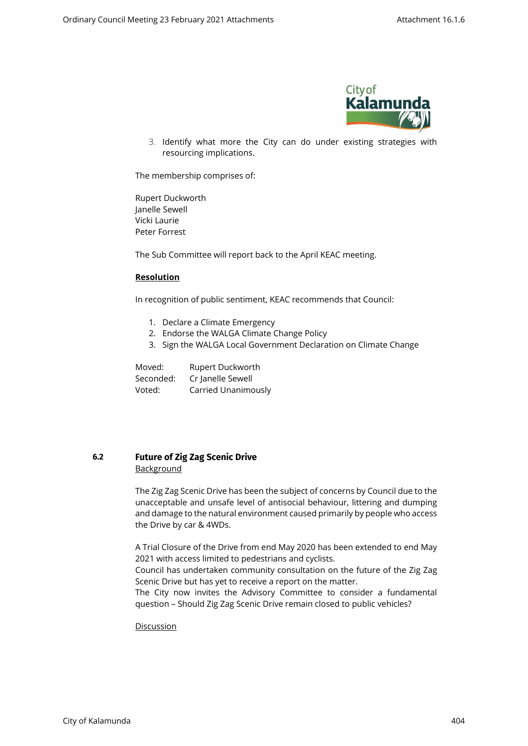3. Identify what more the City can do under existing strategies with resourcing implications.

The membership comprises of:

Rupert Duckworth
Janelle Sewell
Vicki Laurie
Peter Forrest

The Sub Committee will report back to the April KEAC meeting.

**Resolution**

In recognition of public sentiment, KEAC recommends that Council:

1. Declare a Climate Emergency
2. Endorse the WALGA Climate Change Policy
3. Sign the WALGA Local Government Declaration on Climate Change

Moved: Rupert Duckworth
Seconded: Cr Janelle Sewell
Voted: Carried Unanimously

## 6.2 Future of Zig Zag Scenic Drive

Background

The Zig Zag Scenic Drive has been the subject of concerns by Council due to the unacceptable and unsafe level of antisocial behaviour, littering and dumping and damage to the natural environment caused primarily by people who access the Drive by car & 4WDs.

A Trial Closure of the Drive from end May 2020 has been extended to end May 2021 with access limited to pedestrians and cyclists.
Council has undertaken community consultation on the future of the Zig Zag Scenic Drive but has yet to receive a report on the matter.
The City now invites the Advisory Committee to consider a fundamental question – Should Zig Zag Scenic Drive remain closed to public vehicles?

Discussion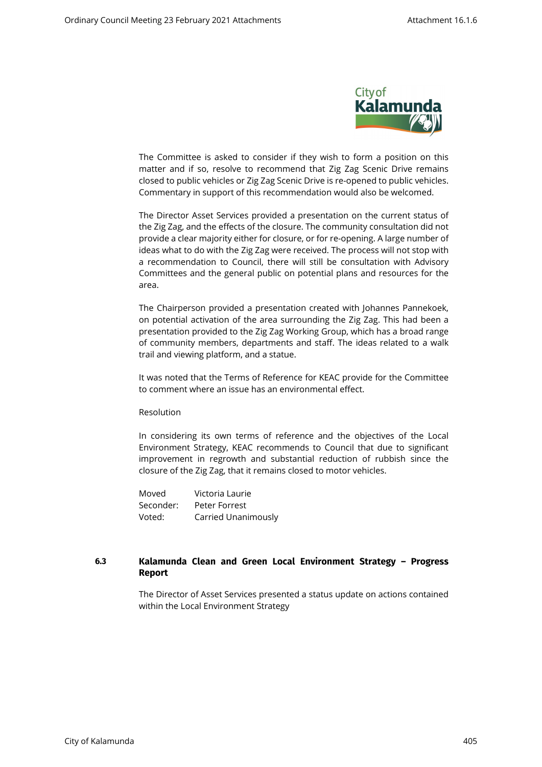The Committee is asked to consider if they wish to form a position on this matter and if so, resolve to recommend that Zig Zag Scenic Drive remains closed to public vehicles or Zig Zag Scenic Drive is re-opened to public vehicles. Commentary in support of this recommendation would also be welcomed.

The Director Asset Services provided a presentation on the current status of the Zig Zag, and the effects of the closure. The community consultation did not provide a clear majority either for closure, or for re-opening. A large number of ideas what to do with the Zig Zag were received. The process will not stop with a recommendation to Council, there will still be consultation with Advisory Committees and the general public on potential plans and resources for the area.

The Chairperson provided a presentation created with Johannes Pannekoek, on potential activation of the area surrounding the Zig Zag. This had been a presentation provided to the Zig Zag Working Group, which has a broad range of community members, departments and staff. The ideas related to a walk trail and viewing platform, and a statue.

It was noted that the Terms of Reference for KEAC provide for the Committee to comment where an issue has an environmental effect.

Resolution

In considering its own terms of reference and the objectives of the Local Environment Strategy, KEAC recommends to Council that due to significant improvement in regrowth and substantial reduction of rubbish since the closure of the Zig Zag, that it remains closed to motor vehicles.

Moved Victoria Laurie
Seconder: Peter Forrest
Voted: Carried Unanimously

### 6.3 Kalamunda Clean and Green Local Environment Strategy – Progress Report

The Director of Asset Services presented a status update on actions contained within the Local Environment Strategy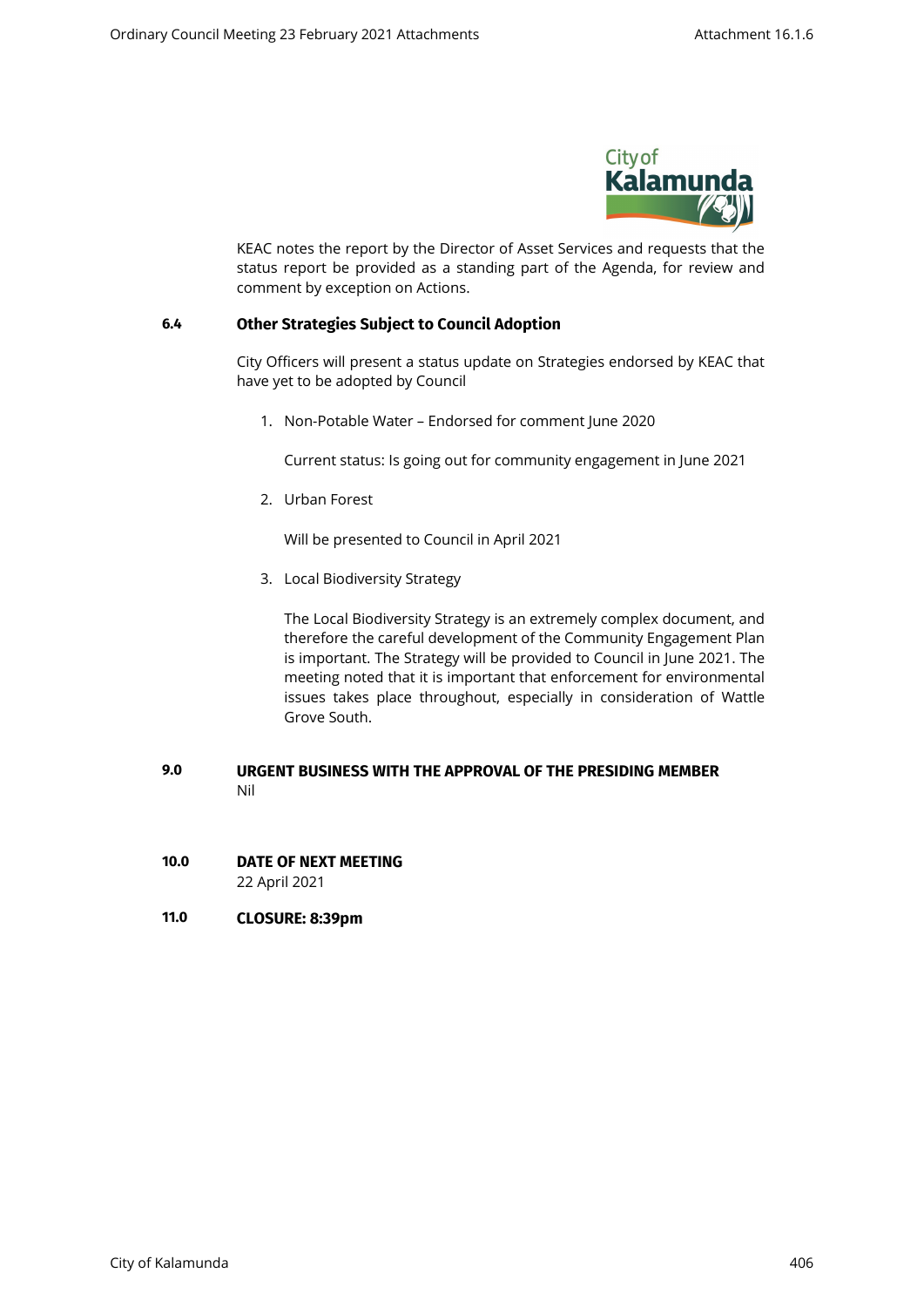KEAC notes the report by the Director of Asset Services and requests that the status report be provided as a standing part of the Agenda, for review and comment by exception on Actions.

### 6.4 Other Strategies Subject to Council Adoption

City Officers will present a status update on Strategies endorsed by KEAC that have yet to be adopted by Council

1. Non-Potable Water – Endorsed for comment June 2020

   Current status: Is going out for community engagement in June 2021

2. Urban Forest

   Will be presented to Council in April 2021

3. Local Biodiversity Strategy

   The Local Biodiversity Strategy is an extremely complex document, and therefore the careful development of the Community Engagement Plan is important. The Strategy will be provided to Council in June 2021. The meeting noted that it is important that enforcement for environmental issues takes place throughout, especially in consideration of Wattle Grove South.

## 9.0 URGENT BUSINESS WITH THE APPROVAL OF THE PRESIDING MEMBER

Nil

## 10.0 DATE OF NEXT MEETING

22 April 2021

## 11.0 CLOSURE: 8:39pm